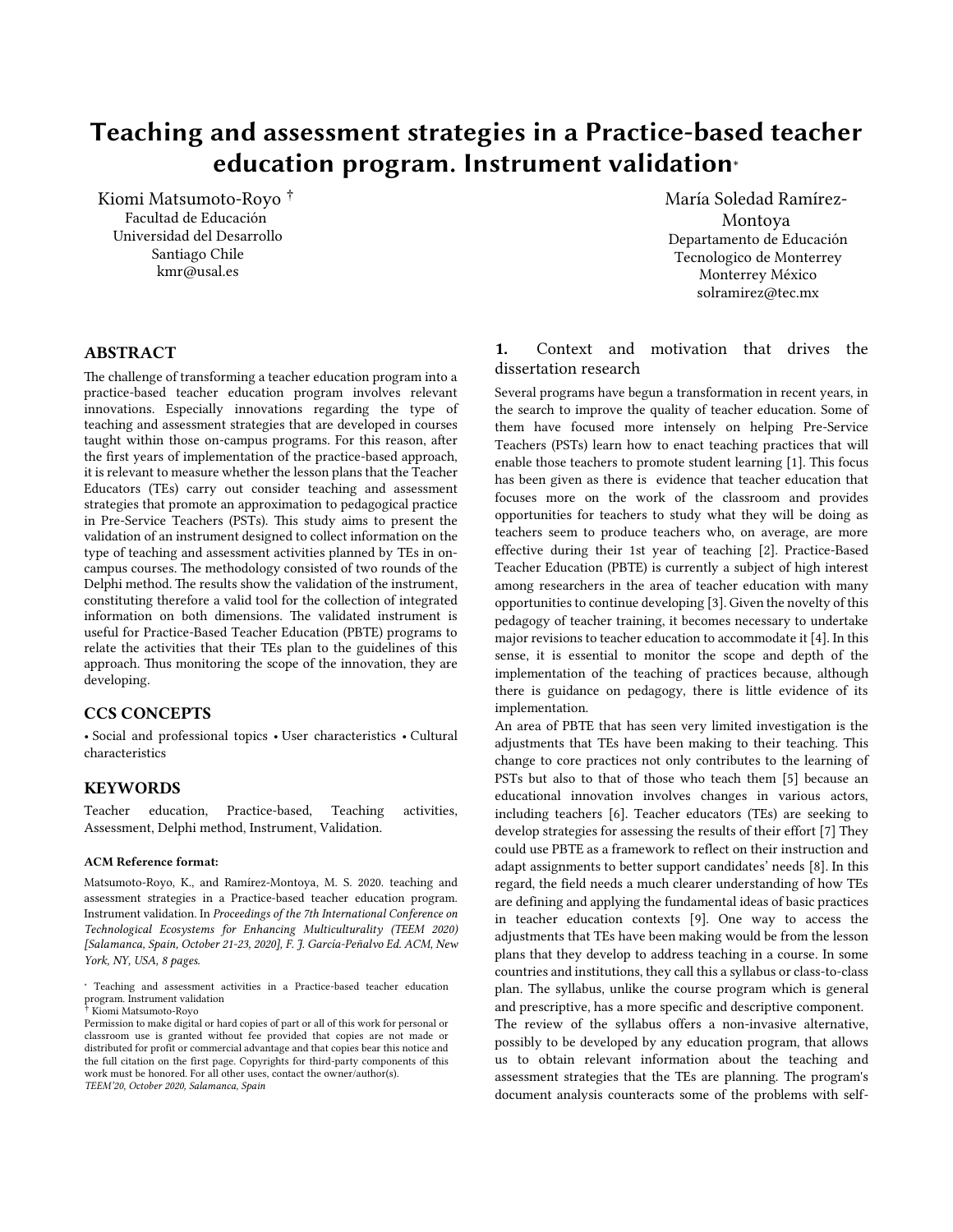# Teaching and assessment strategies in a Practice-based teacher education program. Instrument validation*

Kiomi Matsumoto-Royo †
Facultad de Educación
Universidad del Desarrollo
Santiago Chile
kmr@usal.es

María Soledad Ramírez-Montoya
Departamento de Educación
Tecnologico de Monterrey
Monterrey México
solramirez@tec.mx

## ABSTRACT

The challenge of transforming a teacher education program into a practice-based teacher education program involves relevant innovations. Especially innovations regarding the type of teaching and assessment strategies that are developed in courses taught within those on-campus programs. For this reason, after the first years of implementation of the practice-based approach, it is relevant to measure whether the lesson plans that the Teacher Educators (TEs) carry out consider teaching and assessment strategies that promote an approximation to pedagogical practice in Pre-Service Teachers (PSTs). This study aims to present the validation of an instrument designed to collect information on the type of teaching and assessment activities planned by TEs in on-campus courses. The methodology consisted of two rounds of the Delphi method. The results show the validation of the instrument, constituting therefore a valid tool for the collection of integrated information on both dimensions. The validated instrument is useful for Practice-Based Teacher Education (PBTE) programs to relate the activities that their TEs plan to the guidelines of this approach. Thus monitoring the scope of the innovation, they are developing.

## CCS CONCEPTS

• Social and professional topics • User characteristics • Cultural characteristics

## KEYWORDS

Teacher education, Practice-based, Teaching activities, Assessment, Delphi method, Instrument, Validation.

#### ACM Reference format:

Matsumoto-Royo, K., and Ramírez-Montoya, M. S. 2020. teaching and assessment strategies in a Practice-based teacher education program. Instrument validation. In *Proceedings of the 7th International Conference on Technological Ecosystems for Enhancing Multiculturality (TEEM 2020) [Salamanca, Spain, October 21-23, 2020], F. J. García-Peñalvo Ed. ACM, New York, NY, USA, 8 pages.*

\* Teaching and assessment activities in a Practice-based teacher education program. Instrument validation
† Kiomi Matsumoto-Royo
Permission to make digital or hard copies of part or all of this work for personal or classroom use is granted without fee provided that copies are not made or distributed for profit or commercial advantage and that copies bear this notice and the full citation on the first page. Copyrights for third-party components of this work must be honored. For all other uses, contact the owner/author(s).
*TEEM'20, October 2020, Salamanca, Spain*

## 1. Context and motivation that drives the dissertation research

Several programs have begun a transformation in recent years, in the search to improve the quality of teacher education. Some of them have focused more intensely on helping Pre-Service Teachers (PSTs) learn how to enact teaching practices that will enable those teachers to promote student learning [1]. This focus has been given as there is evidence that teacher education that focuses more on the work of the classroom and provides opportunities for teachers to study what they will be doing as teachers seem to produce teachers who, on average, are more effective during their 1st year of teaching [2]. Practice-Based Teacher Education (PBTE) is currently a subject of high interest among researchers in the area of teacher education with many opportunities to continue developing [3]. Given the novelty of this pedagogy of teacher training, it becomes necessary to undertake major revisions to teacher education to accommodate it [4]. In this sense, it is essential to monitor the scope and depth of the implementation of the teaching of practices because, although there is guidance on pedagogy, there is little evidence of its implementation.

An area of PBTE that has seen very limited investigation is the adjustments that TEs have been making to their teaching. This change to core practices not only contributes to the learning of PSTs but also to that of those who teach them [5] because an educational innovation involves changes in various actors, including teachers [6]. Teacher educators (TEs) are seeking to develop strategies for assessing the results of their effort [7] They could use PBTE as a framework to reflect on their instruction and adapt assignments to better support candidates' needs [8]. In this regard, the field needs a much clearer understanding of how TEs are defining and applying the fundamental ideas of basic practices in teacher education contexts [9]. One way to access the adjustments that TEs have been making would be from the lesson plans that they develop to address teaching in a course. In some countries and institutions, they call this a syllabus or class-to-class plan. The syllabus, unlike the course program which is general and prescriptive, has a more specific and descriptive component.

The review of the syllabus offers a non-invasive alternative, possibly to be developed by any education program, that allows us to obtain relevant information about the teaching and assessment strategies that the TEs are planning. The program's document analysis counteracts some of the problems with self-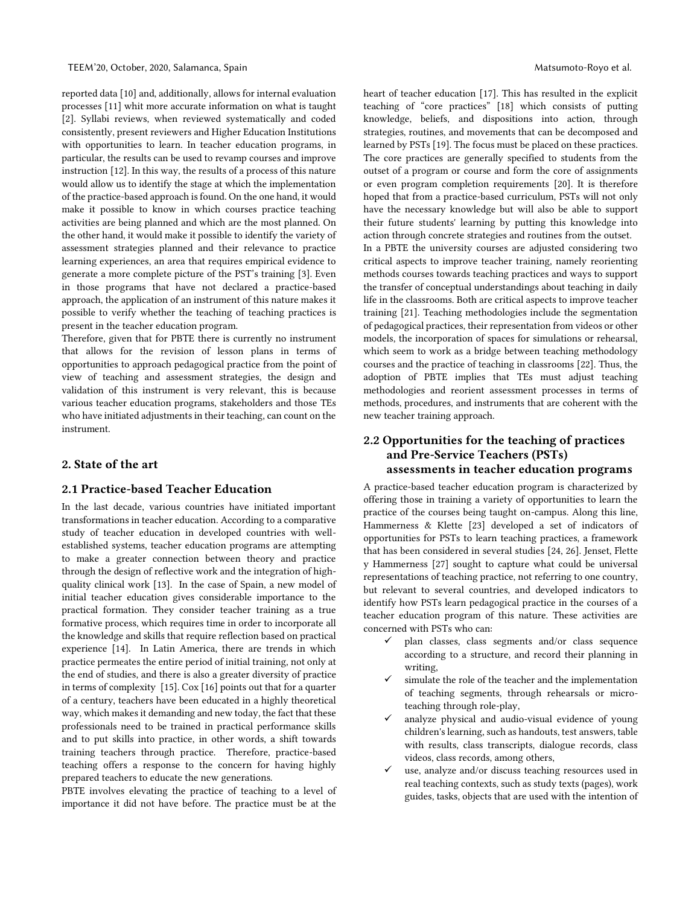reported data [10] and, additionally, allows for internal evaluation processes [11] whit more accurate information on what is taught [2]. Syllabi reviews, when reviewed systematically and coded consistently, present reviewers and Higher Education Institutions with opportunities to learn. In teacher education programs, in particular, the results can be used to revamp courses and improve instruction [12]. In this way, the results of a process of this nature would allow us to identify the stage at which the implementation of the practice-based approach is found. On the one hand, it would make it possible to know in which courses practice teaching activities are being planned and which are the most planned. On the other hand, it would make it possible to identify the variety of assessment strategies planned and their relevance to practice learning experiences, an area that requires empirical evidence to generate a more complete picture of the PST's training [3]. Even in those programs that have not declared a practice-based approach, the application of an instrument of this nature makes it possible to verify whether the teaching of teaching practices is present in the teacher education program.

Therefore, given that for PBTE there is currently no instrument that allows for the revision of lesson plans in terms of opportunities to approach pedagogical practice from the point of view of teaching and assessment strategies, the design and validation of this instrument is very relevant, this is because various teacher education programs, stakeholders and those TEs who have initiated adjustments in their teaching, can count on the instrument.

## 2. State of the art

### 2.1 Practice-based Teacher Education

In the last decade, various countries have initiated important transformations in teacher education. According to a comparative study of teacher education in developed countries with well-established systems, teacher education programs are attempting to make a greater connection between theory and practice through the design of reflective work and the integration of high-quality clinical work [13]. In the case of Spain, a new model of initial teacher education gives considerable importance to the practical formation. They consider teacher training as a true formative process, which requires time in order to incorporate all the knowledge and skills that require reflection based on practical experience [14]. In Latin America, there are trends in which practice permeates the entire period of initial training, not only at the end of studies, and there is also a greater diversity of practice in terms of complexity [15]. Cox [16] points out that for a quarter of a century, teachers have been educated in a highly theoretical way, which makes it demanding and new today, the fact that these professionals need to be trained in practical performance skills and to put skills into practice, in other words, a shift towards training teachers through practice. Therefore, practice-based teaching offers a response to the concern for having highly prepared teachers to educate the new generations.

PBTE involves elevating the practice of teaching to a level of importance it did not have before. The practice must be at the heart of teacher education [17]. This has resulted in the explicit teaching of "core practices" [18] which consists of putting knowledge, beliefs, and dispositions into action, through strategies, routines, and movements that can be decomposed and learned by PSTs [19]. The focus must be placed on these practices. The core practices are generally specified to students from the outset of a program or course and form the core of assignments or even program completion requirements [20]. It is therefore hoped that from a practice-based curriculum, PSTs will not only have the necessary knowledge but will also be able to support their future students' learning by putting this knowledge into action through concrete strategies and routines from the outset.

In a PBTE the university courses are adjusted considering two critical aspects to improve teacher training, namely reorienting methods courses towards teaching practices and ways to support the transfer of conceptual understandings about teaching in daily life in the classrooms. Both are critical aspects to improve teacher training [21]. Teaching methodologies include the segmentation of pedagogical practices, their representation from videos or other models, the incorporation of spaces for simulations or rehearsal, which seem to work as a bridge between teaching methodology courses and the practice of teaching in classrooms [22]. Thus, the adoption of PBTE implies that TEs must adjust teaching methodologies and reorient assessment processes in terms of methods, procedures, and instruments that are coherent with the new teacher training approach.

### 2.2 Opportunities for the teaching of practices and Pre-Service Teachers (PSTs) assessments in teacher education programs

A practice-based teacher education program is characterized by offering those in training a variety of opportunities to learn the practice of the courses being taught on-campus. Along this line, Hammerness & Klette [23] developed a set of indicators of opportunities for PSTs to learn teaching practices, a framework that has been considered in several studies [24, 26]. Jenset, Flette y Hammerness [27] sought to capture what could be universal representations of teaching practice, not referring to one country, but relevant to several countries, and developed indicators to identify how PSTs learn pedagogical practice in the courses of a teacher education program of this nature. These activities are concerned with PSTs who can:

- ✓ plan classes, class segments and/or class sequence according to a structure, and record their planning in writing,
- ✓ simulate the role of the teacher and the implementation of teaching segments, through rehearsals or micro-teaching through role-play,
- ✓ analyze physical and audio-visual evidence of young children's learning, such as handouts, test answers, table with results, class transcripts, dialogue records, class videos, class records, among others,
- ✓ use, analyze and/or discuss teaching resources used in real teaching contexts, such as study texts (pages), work guides, tasks, objects that are used with the intention of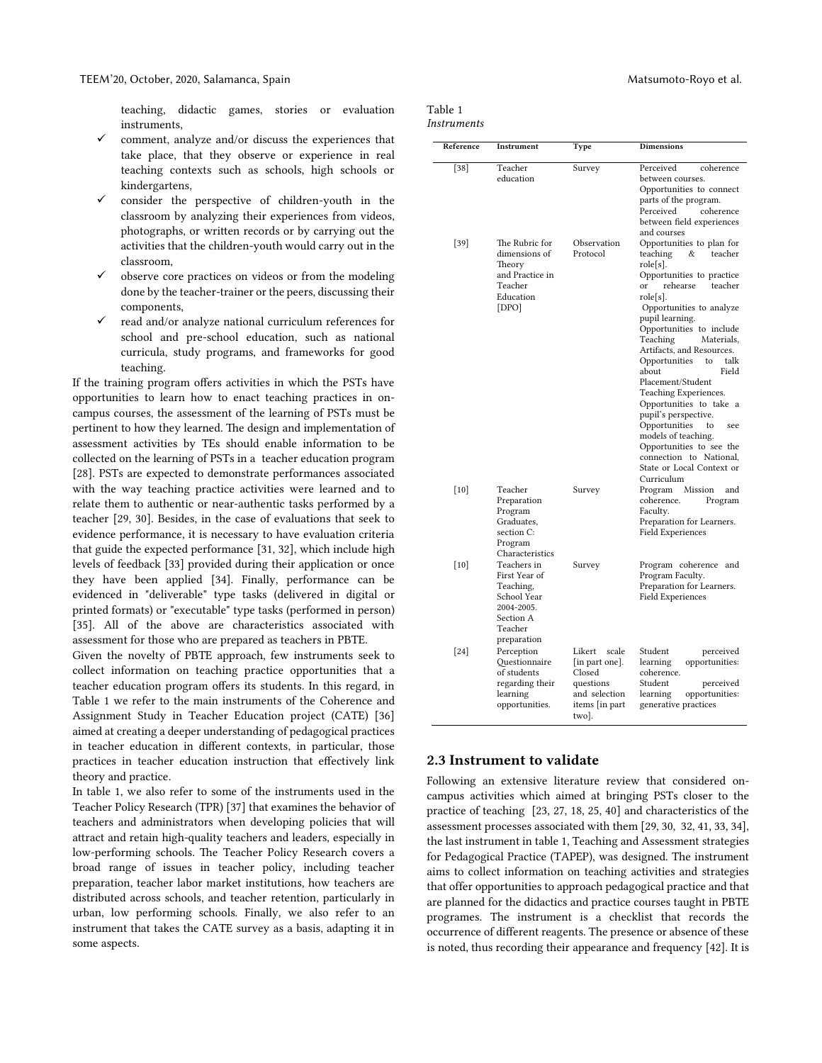teaching, didactic games, stories or evaluation instruments,

- ✓ comment, analyze and/or discuss the experiences that take place, that they observe or experience in real teaching contexts such as schools, high schools or kindergartens,
- ✓ consider the perspective of children-youth in the classroom by analyzing their experiences from videos, photographs, or written records or by carrying out the activities that the children-youth would carry out in the classroom,
- ✓ observe core practices on videos or from the modeling done by the teacher-trainer or the peers, discussing their components,
- ✓ read and/or analyze national curriculum references for school and pre-school education, such as national curricula, study programs, and frameworks for good teaching.

If the training program offers activities in which the PSTs have opportunities to learn how to enact teaching practices in on-campus courses, the assessment of the learning of PSTs must be pertinent to how they learned. The design and implementation of assessment activities by TEs should enable information to be collected on the learning of PSTs in a teacher education program [28]. PSTs are expected to demonstrate performances associated with the way teaching practice activities were learned and to relate them to authentic or near-authentic tasks performed by a teacher [29, 30]. Besides, in the case of evaluations that seek to evidence performance, it is necessary to have evaluation criteria that guide the expected performance [31, 32], which include high levels of feedback [33] provided during their application or once they have been applied [34]. Finally, performance can be evidenced in "deliverable" type tasks (delivered in digital or printed formats) or "executable" type tasks (performed in person) [35]. All of the above are characteristics associated with assessment for those who are prepared as teachers in PBTE.

Given the novelty of PBTE approach, few instruments seek to collect information on teaching practice opportunities that a teacher education program offers its students. In this regard, in Table 1 we refer to the main instruments of the Coherence and Assignment Study in Teacher Education project (CATE) [36] aimed at creating a deeper understanding of pedagogical practices in teacher education in different contexts, in particular, those practices in teacher education instruction that effectively link theory and practice.

In table 1, we also refer to some of the instruments used in the Teacher Policy Research (TPR) [37] that examines the behavior of teachers and administrators when developing policies that will attract and retain high-quality teachers and leaders, especially in low-performing schools. The Teacher Policy Research covers a broad range of issues in teacher policy, including teacher preparation, teacher labor market institutions, how teachers are distributed across schools, and teacher retention, particularly in urban, low performing schools. Finally, we also refer to an instrument that takes the CATE survey as a basis, adapting it in some aspects.

Table 1
*Instruments*

| Reference | Instrument | Type | Dimensions |
|---|---|---|---|
| [38] | Teacher education | Survey | Perceived coherence between courses. Opportunities to connect parts of the program. Perceived coherence between field experiences and courses |
| [39] | The Rubric for dimensions of Theory and Practice in Teacher Education [DPO] | Observation Protocol | Opportunities to plan for teaching & teacher role[s]. Opportunities to practice or rehearse teacher role[s]. Opportunities to analyze pupil learning. Opportunities to include Teaching Materials, Artifacts, and Resources. Opportunities to talk about Field Placement/Student Teaching Experiences. Opportunities to take a pupil's perspective. Opportunities to see models of teaching. Opportunities to see the connection to National, State or Local Context or Curriculum |
| [10] | Teacher Preparation Program Graduates, section C: Program Characteristics | Survey | Program Mission and coherence. Program Faculty. Preparation for Learners. Field Experiences |
| [10] | Teachers in First Year of Teaching, School Year 2004-2005. Section A Teacher preparation | Survey | Program coherence and Program Faculty. Preparation for Learners. Field Experiences |
| [24] | Perception Questionnaire of students regarding their learning opportunities. | Likert scale [in part one]. Closed questions and selection items [in part two]. | Student perceived learning opportunities: coherence. Student perceived learning opportunities: generative practices |

## 2.3 Instrument to validate

Following an extensive literature review that considered on-campus activities which aimed at bringing PSTs closer to the practice of teaching [23, 27, 18, 25, 40] and characteristics of the assessment processes associated with them [29, 30, 32, 41, 33, 34], the last instrument in table 1, Teaching and Assessment strategies for Pedagogical Practice (TAPEP), was designed. The instrument aims to collect information on teaching activities and strategies that offer opportunities to approach pedagogical practice and that are planned for the didactics and practice courses taught in PBTE programes. The instrument is a checklist that records the occurrence of different reagents. The presence or absence of these is noted, thus recording their appearance and frequency [42]. It is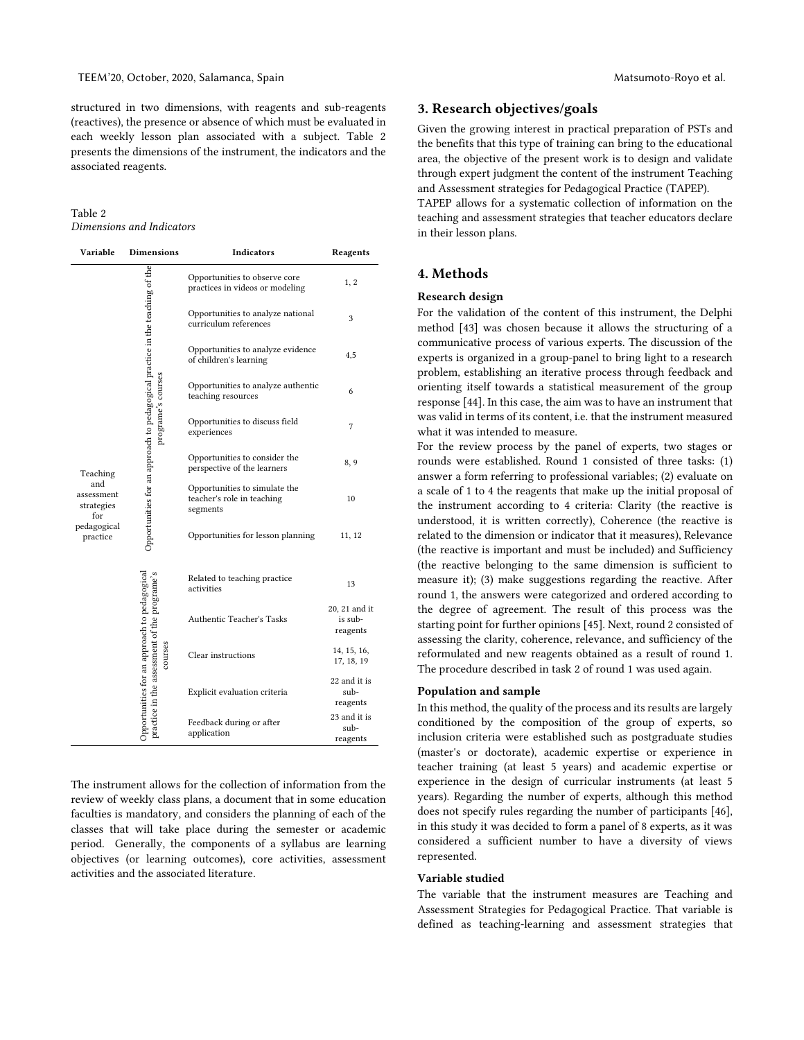structured in two dimensions, with reagents and sub-reagents (reactives), the presence or absence of which must be evaluated in each weekly lesson plan associated with a subject. Table 2 presents the dimensions of the instrument, the indicators and the associated reagents.

Table 2
*Dimensions and Indicators*

| Variable | Dimensions | Indicators | Reagents |
|---|---|---|---|
| Teaching and assessment strategies for pedagogical practice | Opportunities for an approach to pedagogical practice in the teaching of the programe's courses | Opportunities to observe core practices in videos or modeling | 1, 2 |
| | | Opportunities to analyze national curriculum references | 3 |
| | | Opportunities to analyze evidence of children's learning | 4,5 |
| | | Opportunities to analyze authentic teaching resources | 6 |
| | | Opportunities to discuss field experiences | 7 |
| | | Opportunities to consider the perspective of the learners | 8, 9 |
| | | Opportunities to simulate the teacher's role in teaching segments | 10 |
| | | Opportunities for lesson planning | 11, 12 |
| | Opportunities for an approach to pedagogical practice in the assessment of the programe's courses | Related to teaching practice activities | 13 |
| | | Authentic Teacher's Tasks | 20, 21 and it is sub-reagents |
| | | Clear instructions | 14, 15, 16, 17, 18, 19 |
| | | Explicit evaluation criteria | 22 and it is sub-reagents |
| | | Feedback during or after application | 23 and it is sub-reagents |

The instrument allows for the collection of information from the review of weekly class plans, a document that in some education faculties is mandatory, and considers the planning of each of the classes that will take place during the semester or academic period. Generally, the components of a syllabus are learning objectives (or learning outcomes), core activities, assessment activities and the associated literature.

## 3. Research objectives/goals

Given the growing interest in practical preparation of PSTs and the benefits that this type of training can bring to the educational area, the objective of the present work is to design and validate through expert judgment the content of the instrument Teaching and Assessment strategies for Pedagogical Practice (TAPEP).
TAPEP allows for a systematic collection of information on the teaching and assessment strategies that teacher educators declare in their lesson plans.

## 4. Methods

### Research design

For the validation of the content of this instrument, the Delphi method [43] was chosen because it allows the structuring of a communicative process of various experts. The discussion of the experts is organized in a group-panel to bring light to a research problem, establishing an iterative process through feedback and orienting itself towards a statistical measurement of the group response [44]. In this case, the aim was to have an instrument that was valid in terms of its content, i.e. that the instrument measured what it was intended to measure.
For the review process by the panel of experts, two stages or rounds were established. Round 1 consisted of three tasks: (1) answer a form referring to professional variables; (2) evaluate on a scale of 1 to 4 the reagents that make up the initial proposal of the instrument according to 4 criteria: Clarity (the reactive is understood, it is written correctly), Coherence (the reactive is related to the dimension or indicator that it measures), Relevance (the reactive is important and must be included) and Sufficiency (the reactive belonging to the same dimension is sufficient to measure it); (3) make suggestions regarding the reactive. After round 1, the answers were categorized and ordered according to the degree of agreement. The result of this process was the starting point for further opinions [45]. Next, round 2 consisted of assessing the clarity, coherence, relevance, and sufficiency of the reformulated and new reagents obtained as a result of round 1. The procedure described in task 2 of round 1 was used again.

### Population and sample

In this method, the quality of the process and its results are largely conditioned by the composition of the group of experts, so inclusion criteria were established such as postgraduate studies (master's or doctorate), academic expertise or experience in teacher training (at least 5 years) and academic expertise or experience in the design of curricular instruments (at least 5 years). Regarding the number of experts, although this method does not specify rules regarding the number of participants [46], in this study it was decided to form a panel of 8 experts, as it was considered a sufficient number to have a diversity of views represented.

### Variable studied

The variable that the instrument measures are Teaching and Assessment Strategies for Pedagogical Practice. That variable is defined as teaching-learning and assessment strategies that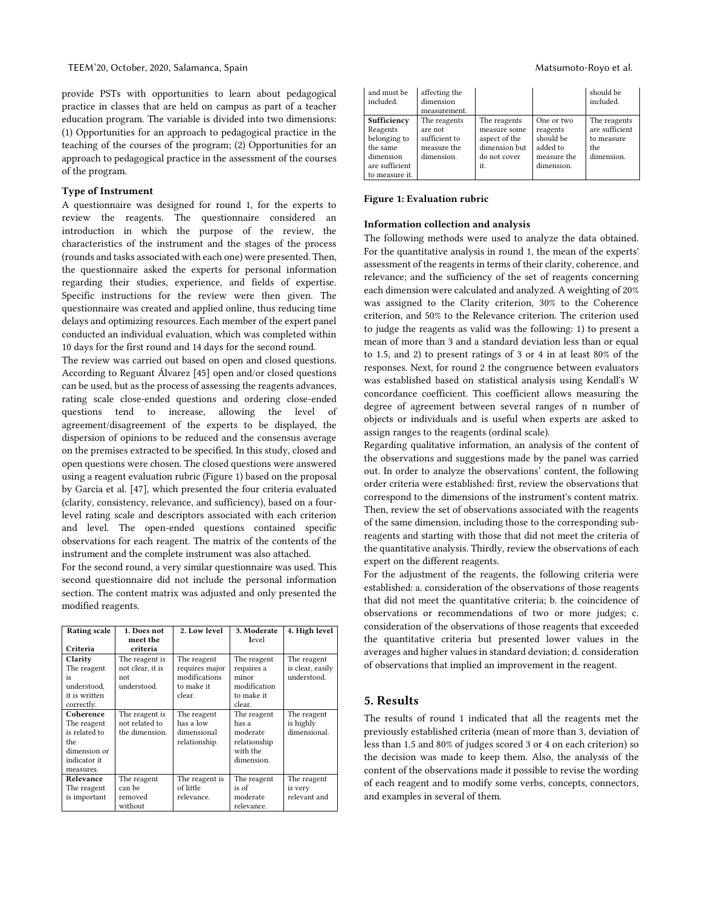provide PSTs with opportunities to learn about pedagogical practice in classes that are held on campus as part of a teacher education program. The variable is divided into two dimensions: (1) Opportunities for an approach to pedagogical practice in the teaching of the courses of the program; (2) Opportunities for an approach to pedagogical practice in the assessment of the courses of the program.

**Type of Instrument**

A questionnaire was designed for round 1, for the experts to review the reagents. The questionnaire considered an introduction in which the purpose of the review, the characteristics of the instrument and the stages of the process (rounds and tasks associated with each one) were presented. Then, the questionnaire asked the experts for personal information regarding their studies, experience, and fields of expertise. Specific instructions for the review were then given. The questionnaire was created and applied online, thus reducing time delays and optimizing resources. Each member of the expert panel conducted an individual evaluation, which was completed within 10 days for the first round and 14 days for the second round.

The review was carried out based on open and closed questions. According to Reguant Álvarez [45] open and/or closed questions can be used, but as the process of assessing the reagents advances, rating scale close-ended questions and ordering close-ended questions tend to increase, allowing the level of agreement/disagreement of the experts to be displayed, the dispersion of opinions to be reduced and the consensus average on the premises extracted to be specified. In this study, closed and open questions were chosen. The closed questions were answered using a reagent evaluation rubric (Figure 1) based on the proposal by García et al. [47], which presented the four criteria evaluated (clarity, consistency, relevance, and sufficiency), based on a four-level rating scale and descriptors associated with each criterion and level. The open-ended questions contained specific observations for each reagent. The matrix of the contents of the instrument and the complete instrument was also attached.

For the second round, a very similar questionnaire was used. This second questionnaire did not include the personal information section. The content matrix was adjusted and only presented the modified reagents.

| Rating scale / Criteria | 1. Does not meet the criteria | 2. Low level | 3. Moderate level | 4. High level |
|---|---|---|---|---|
| **Clarity** The reagent is understood, it is written correctly. | The reagent is not clear, it is not understood. | The reagent requires major modifications to make it clear. | The reagent requires a minor modification to make it clear. | The reagent is clear, easily understood. |
| **Coherence** The reagent is related to the dimension or indicator it measures. | The reagent is not related to the dimension. | The reagent has a low dimensional relationship. | The reagent has a moderate relationship with the dimension. | The reagent is highly dimensional. |
| **Relevance** The reagent is important and must be included. | The reagent can be removed without affecting the dimension measurement. | The reagent is of little relevance. | The reagent is of moderate relevance. | The reagent is very relevant and should be included. |
| **Sufficiency** Reagents belonging to the same dimension are sufficient to measure it. | The reagents are not sufficient to measure the dimension. | The reagents measure some aspect of the dimension but do not cover it. | One or two reagents should be added to measure the dimension. | The reagents are sufficient to measure the dimension. |

**Figure 1: Evaluation rubric**

**Information collection and analysis**

The following methods were used to analyze the data obtained. For the quantitative analysis in round 1, the mean of the experts' assessment of the reagents in terms of their clarity, coherence, and relevance; and the sufficiency of the set of reagents concerning each dimension were calculated and analyzed. A weighting of 20% was assigned to the Clarity criterion, 30% to the Coherence criterion, and 50% to the Relevance criterion. The criterion used to judge the reagents as valid was the following: 1) to present a mean of more than 3 and a standard deviation less than or equal to 1.5, and 2) to present ratings of 3 or 4 in at least 80% of the responses. Next, for round 2 the congruence between evaluators was established based on statistical analysis using Kendall's W concordance coefficient. This coefficient allows measuring the degree of agreement between several ranges of n number of objects or individuals and is useful when experts are asked to assign ranges to the reagents (ordinal scale).

Regarding qualitative information, an analysis of the content of the observations and suggestions made by the panel was carried out. In order to analyze the observations' content, the following order criteria were established: first, review the observations that correspond to the dimensions of the instrument's content matrix. Then, review the set of observations associated with the reagents of the same dimension, including those to the corresponding sub-reagents and starting with those that did not meet the criteria of the quantitative analysis. Thirdly, review the observations of each expert on the different reagents.

For the adjustment of the reagents, the following criteria were established: a. consideration of the observations of those reagents that did not meet the quantitative criteria; b. the coincidence of observations or recommendations of two or more judges; c. consideration of the observations of those reagents that exceeded the quantitative criteria but presented lower values in the averages and higher values in standard deviation; d. consideration of observations that implied an improvement in the reagent.

## 5. Results

The results of round 1 indicated that all the reagents met the previously established criteria (mean of more than 3, deviation of less than 1.5 and 80% of judges scored 3 or 4 on each criterion) so the decision was made to keep them. Also, the analysis of the content of the observations made it possible to revise the wording of each reagent and to modify some verbs, concepts, connectors, and examples in several of them.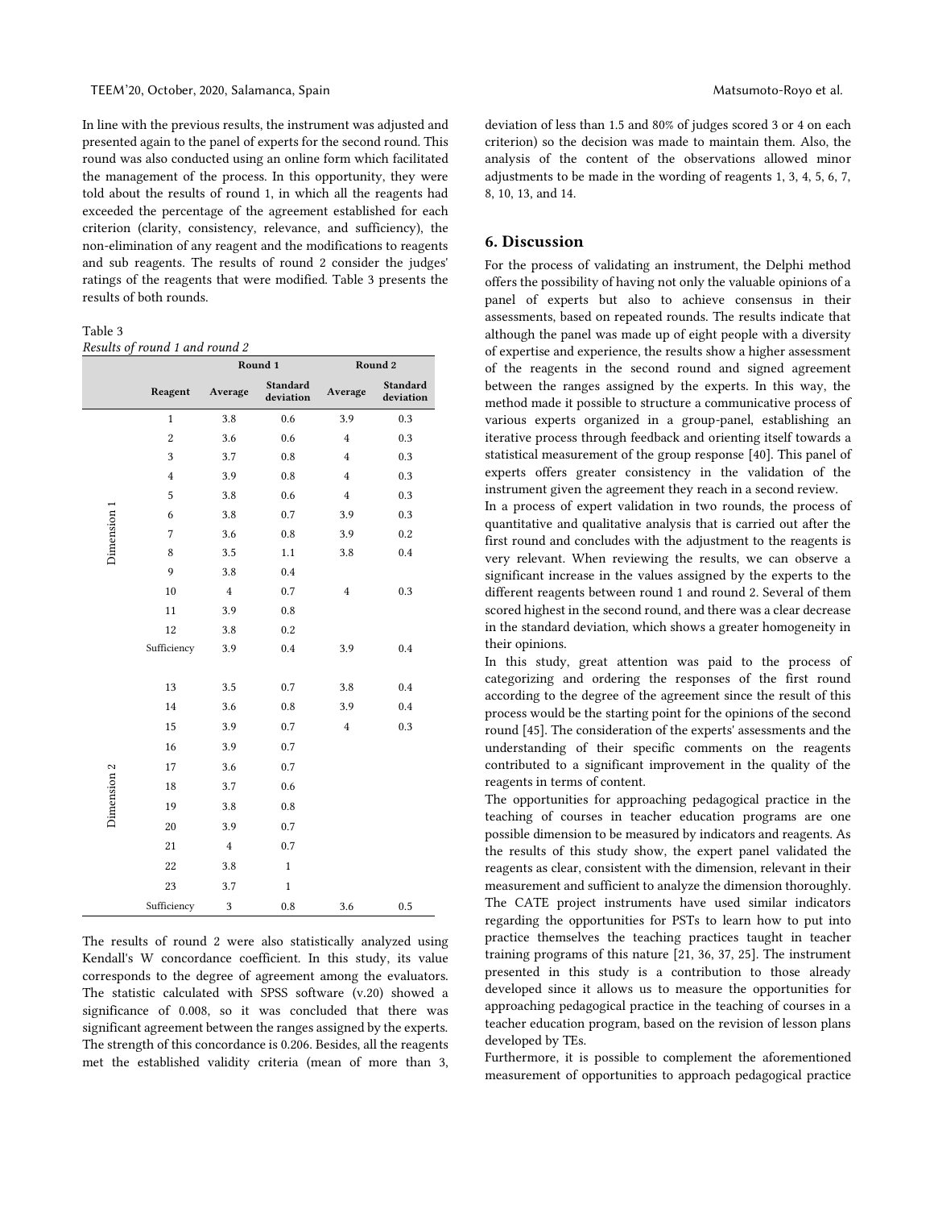In line with the previous results, the instrument was adjusted and presented again to the panel of experts for the second round. This round was also conducted using an online form which facilitated the management of the process. In this opportunity, they were told about the results of round 1, in which all the reagents had exceeded the percentage of the agreement established for each criterion (clarity, consistency, relevance, and sufficiency), the non-elimination of any reagent and the modifications to reagents and sub reagents. The results of round 2 consider the judges' ratings of the reagents that were modified. Table 3 presents the results of both rounds.

Table 3
*Results of round 1 and round 2*

| | | Round 1 | | Round 2 | |
|---|---|---|---|---|---|
| | **Reagent** | **Average** | **Standard deviation** | **Average** | **Standard deviation** |
| Dimension 1 | 1 | 3.8 | 0.6 | 3.9 | 0.3 |
| | 2 | 3.6 | 0.6 | 4 | 0.3 |
| | 3 | 3.7 | 0.8 | 4 | 0.3 |
| | 4 | 3.9 | 0.8 | 4 | 0.3 |
| | 5 | 3.8 | 0.6 | 4 | 0.3 |
| | 6 | 3.8 | 0.7 | 3.9 | 0.3 |
| | 7 | 3.6 | 0.8 | 3.9 | 0.2 |
| | 8 | 3.5 | 1.1 | 3.8 | 0.4 |
| | 9 | 3.8 | 0.4 | | |
| | 10 | 4 | 0.7 | 4 | 0.3 |
| | 11 | 3.9 | 0.8 | | |
| | 12 | 3.8 | 0.2 | | |
| | Sufficiency | 3.9 | 0.4 | 3.9 | 0.4 |
| Dimension 2 | 13 | 3.5 | 0.7 | 3.8 | 0.4 |
| | 14 | 3.6 | 0.8 | 3.9 | 0.4 |
| | 15 | 3.9 | 0.7 | 4 | 0.3 |
| | 16 | 3.9 | 0.7 | | |
| | 17 | 3.6 | 0.7 | | |
| | 18 | 3.7 | 0.6 | | |
| | 19 | 3.8 | 0.8 | | |
| | 20 | 3.9 | 0.7 | | |
| | 21 | 4 | 0.7 | | |
| | 22 | 3.8 | 1 | | |
| | 23 | 3.7 | 1 | | |
| | Sufficiency | 3 | 0.8 | 3.6 | 0.5 |

The results of round 2 were also statistically analyzed using Kendall's W concordance coefficient. In this study, its value corresponds to the degree of agreement among the evaluators. The statistic calculated with SPSS software (v.20) showed a significance of 0.008, so it was concluded that there was significant agreement between the ranges assigned by the experts. The strength of this concordance is 0.206. Besides, all the reagents met the established validity criteria (mean of more than 3, deviation of less than 1.5 and 80% of judges scored 3 or 4 on each criterion) so the decision was made to maintain them. Also, the analysis of the content of the observations allowed minor adjustments to be made in the wording of reagents 1, 3, 4, 5, 6, 7, 8, 10, 13, and 14.

## 6. Discussion

For the process of validating an instrument, the Delphi method offers the possibility of having not only the valuable opinions of a panel of experts but also to achieve consensus in their assessments, based on repeated rounds. The results indicate that although the panel was made up of eight people with a diversity of expertise and experience, the results show a higher assessment of the reagents in the second round and signed agreement between the ranges assigned by the experts. In this way, the method made it possible to structure a communicative process of various experts organized in a group-panel, establishing an iterative process through feedback and orienting itself towards a statistical measurement of the group response [40]. This panel of experts offers greater consistency in the validation of the instrument given the agreement they reach in a second review.

In a process of expert validation in two rounds, the process of quantitative and qualitative analysis that is carried out after the first round and concludes with the adjustment to the reagents is very relevant. When reviewing the results, we can observe a significant increase in the values assigned by the experts to the different reagents between round 1 and round 2. Several of them scored highest in the second round, and there was a clear decrease in the standard deviation, which shows a greater homogeneity in their opinions.

In this study, great attention was paid to the process of categorizing and ordering the responses of the first round according to the degree of the agreement since the result of this process would be the starting point for the opinions of the second round [45]. The consideration of the experts' assessments and the understanding of their specific comments on the reagents contributed to a significant improvement in the quality of the reagents in terms of content.

The opportunities for approaching pedagogical practice in the teaching of courses in teacher education programs are one possible dimension to be measured by indicators and reagents. As the results of this study show, the expert panel validated the reagents as clear, consistent with the dimension, relevant in their measurement and sufficient to analyze the dimension thoroughly. The CATE project instruments have used similar indicators regarding the opportunities for PSTs to learn how to put into practice themselves the teaching practices taught in teacher training programs of this nature [21, 36, 37, 25]. The instrument presented in this study is a contribution to those already developed since it allows us to measure the opportunities for approaching pedagogical practice in the teaching of courses in a teacher education program, based on the revision of lesson plans developed by TEs.

Furthermore, it is possible to complement the aforementioned measurement of opportunities to approach pedagogical practice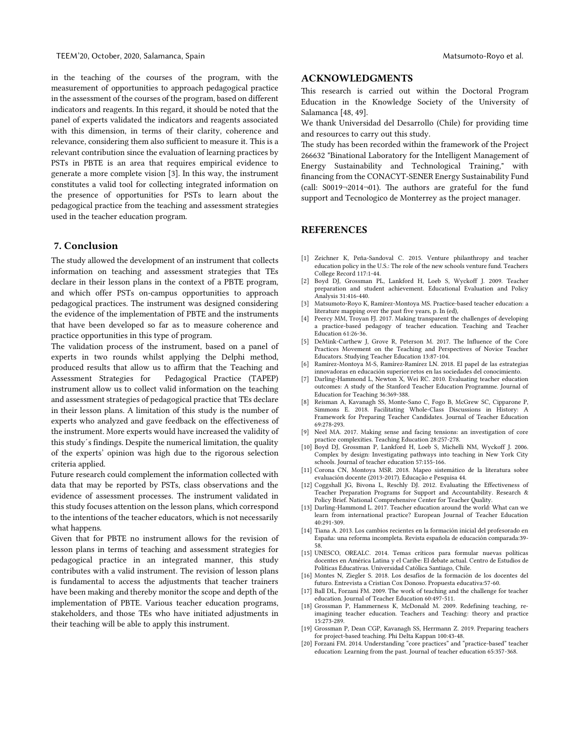in the teaching of the courses of the program, with the measurement of opportunities to approach pedagogical practice in the assessment of the courses of the program, based on different indicators and reagents. In this regard, it should be noted that the panel of experts validated the indicators and reagents associated with this dimension, in terms of their clarity, coherence and relevance, considering them also sufficient to measure it. This is a relevant contribution since the evaluation of learning practices by PSTs in PBTE is an area that requires empirical evidence to generate a more complete vision [3]. In this way, the instrument constitutes a valid tool for collecting integrated information on the presence of opportunities for PSTs to learn about the pedagogical practice from the teaching and assessment strategies used in the teacher education program.

## 7. Conclusion

The study allowed the development of an instrument that collects information on teaching and assessment strategies that TEs declare in their lesson plans in the context of a PBTE program, and which offer PSTs on-campus opportunities to approach pedagogical practices. The instrument was designed considering the evidence of the implementation of PBTE and the instruments that have been developed so far as to measure coherence and practice opportunities in this type of program.

The validation process of the instrument, based on a panel of experts in two rounds whilst applying the Delphi method, produced results that allow us to affirm that the Teaching and Assessment Strategies for Pedagogical Practice (TAPEP) instrument allow us to collect valid information on the teaching and assessment strategies of pedagogical practice that TEs declare in their lesson plans. A limitation of this study is the number of experts who analyzed and gave feedback on the effectiveness of the instrument. More experts would have increased the validity of this study´s findings. Despite the numerical limitation, the quality of the experts' opinion was high due to the rigorous selection criteria applied.

Future research could complement the information collected with data that may be reported by PSTs, class observations and the evidence of assessment processes. The instrument validated in this study focuses attention on the lesson plans, which correspond to the intentions of the teacher educators, which is not necessarily what happens.

Given that for PBTE no instrument allows for the revision of lesson plans in terms of teaching and assessment strategies for pedagogical practice in an integrated manner, this study contributes with a valid instrument. The revision of lesson plans is fundamental to access the adjustments that teacher trainers have been making and thereby monitor the scope and depth of the implementation of PBTE. Various teacher education programs, stakeholders, and those TEs who have initiated adjustments in their teaching will be able to apply this instrument.

## ACKNOWLEDGMENTS

This research is carried out within the Doctoral Program Education in the Knowledge Society of the University of Salamanca [48, 49].

We thank Universidad del Desarrollo (Chile) for providing time and resources to carry out this study.

The study has been recorded within the framework of the Project 266632 "Binational Laboratory for the Intelligent Management of Energy Sustainability and Technological Training," with financing from the CONACYT-SENER Energy Sustainability Fund (call: S0019¬2014¬01). The authors are grateful for the fund support and Tecnologico de Monterrey as the project manager.

## REFERENCES

[1] Zeichner K, Peña-Sandoval C. 2015. Venture philanthropy and teacher education policy in the U.S.: The role of the new schools venture fund. Teachers College Record 117:1-44.

[2] Boyd DJ, Grossman PL, Lankford H, Loeb S, Wyckoff J. 2009. Teacher preparation and student achievement. Educational Evaluation and Policy Analysis 31:416-440.

[3] Matsumoto-Royo K, Ramírez-Montoya MS. Practice-based teacher education: a literature mapping over the past five years, p. In (ed),

[4] Peercy MM, Troyan FJ. 2017. Making transparent the challenges of developing a practice-based pedagogy of teacher education. Teaching and Teacher Education 61:26-36.

[5] DeMink-Carthew J, Grove R, Peterson M. 2017. The Influence of the Core Practices Movement on the Teaching and Perspectives of Novice Teacher Educators. Studying Teacher Education 13:87-104.

[6] Ramírez-Montoya M-S, Ramírez-Ramírez LN. 2018. El papel de las estrategias innovadoras en educación superior:retos en las sociedades del conocimiento.

[7] Darling-Hammond L, Newton X, Wei RC. 2010. Evaluating teacher education outcomes: A study of the Stanford Teacher Education Programme. Journal of Education for Teaching 36:369-388.

[8] Reisman A, Kavanagh SS, Monte-Sano C, Fogo B, McGrew SC, Cipparone P, Simmons E. 2018. Facilitating Whole-Class Discussions in History: A Framework for Preparing Teacher Candidates. Journal of Teacher Education 69:278-293.

[9] Neel MA. 2017. Making sense and facing tensions: an investigation of core practice complexities. Teaching Education 28:257-278.

[10] Boyd DJ, Grossman P, Lankford H, Loeb S, Michelli NM, Wyckoff J. 2006. Complex by design: Investigating pathways into teaching in New York City schools. Journal of teacher education 57:155-166.

[11] Corona CN, Montoya MSR. 2018. Mapeo sistemático de la literatura sobre evaluación docente (2013-2017). Educação e Pesquisa 44.

[12] Coggshall JG, Bivona L, Reschly DJ. 2012. Evaluating the Effectiveness of Teacher Preparation Programs for Support and Accountability. Research & Policy Brief. National Comprehensive Center for Teacher Quality.

[13] Darling-Hammond L. 2017. Teacher education around the world: What can we learn from international practice? European Journal of Teacher Education 40:291-309.

[14] Tiana A. 2013. Los cambios recientes en la formación inicial del profesorado en España: una reforma incompleta. Revista española de educación comparada:39-58.

[15] UNESCO, OREALC. 2014. Temas críticos para formular nuevas políticas docentes en América Latina y el Caribe: El debate actual. Centro de Estudios de Políticas Educativas. Universidad Católica Santiago, Chile.

[16] Montes N, Ziegler S. 2018. Los desafíos de la formación de los docentes del futuro. Entrevista a Cristian Cox Donoso. Propuesta educativa:57-60.

[17] Ball DL, Forzani FM. 2009. The work of teaching and the challenge for teacher education. Journal of Teacher Education 60:497-511.

[18] Grossman P, Hammerness K, McDonald M. 2009. Redefining teaching, re-imagining teacher education. Teachers and Teaching: theory and practice 15:273-289.

[19] Grossman P, Dean CGP, Kavanagh SS, Herrmann Z. 2019. Preparing teachers for project-based teaching. Phi Delta Kappan 100:43-48.

[20] Forzani FM. 2014. Understanding "core practices" and "practice-based" teacher education: Learning from the past. Journal of teacher education 65:357-368.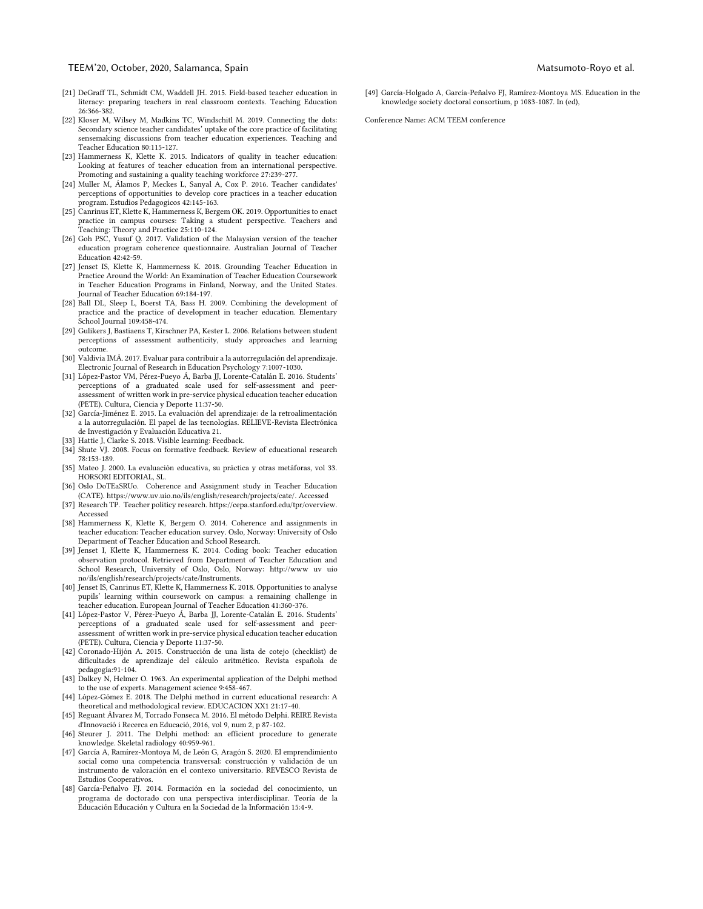[21] DeGraff TL, Schmidt CM, Waddell JH. 2015. Field-based teacher education in literacy: preparing teachers in real classroom contexts. Teaching Education 26:366-382.

[22] Kloser M, Wilsey M, Madkins TC, Windschitl M. 2019. Connecting the dots: Secondary science teacher candidates' uptake of the core practice of facilitating sensemaking discussions from teacher education experiences. Teaching and Teacher Education 80:115-127.

[23] Hammerness K, Klette K. 2015. Indicators of quality in teacher education: Looking at features of teacher education from an international perspective. Promoting and sustaining a quality teaching workforce 27:239-277.

[24] Muller M, Álamos P, Meckes L, Sanyal A, Cox P. 2016. Teacher candidates' perceptions of opportunities to develop core practices in a teacher education program. Estudios Pedagogicos 42:145-163.

[25] Canrinus ET, Klette K, Hammerness K, Bergem OK. 2019. Opportunities to enact practice in campus courses: Taking a student perspective. Teachers and Teaching: Theory and Practice 25:110-124.

[26] Goh PSC, Yusuf Q. 2017. Validation of the Malaysian version of the teacher education program coherence questionnaire. Australian Journal of Teacher Education 42:42-59.

[27] Jenset IS, Klette K, Hammerness K. 2018. Grounding Teacher Education in Practice Around the World: An Examination of Teacher Education Coursework in Teacher Education Programs in Finland, Norway, and the United States. Journal of Teacher Education 69:184-197.

[28] Ball DL, Sleep L, Boerst TA, Bass H. 2009. Combining the development of practice and the practice of development in teacher education. Elementary School Journal 109:458-474.

[29] Gulikers J, Bastiaens T, Kirschner PA, Kester L. 2006. Relations between student perceptions of assessment authenticity, study approaches and learning outcome.

[30] Valdivia IMÁ. 2017. Evaluar para contribuir a la autorregulación del aprendizaje. Electronic Journal of Research in Education Psychology 7:1007-1030.

[31] López-Pastor VM, Pérez-Pueyo Á, Barba JJ, Lorente-Catalán E. 2016. Students' perceptions of a graduated scale used for self-assessment and peer-assessment of written work in pre-service physical education teacher education (PETE). Cultura, Ciencia y Deporte 11:37-50.

[32] García-Jiménez E. 2015. La evaluación del aprendizaje: de la retroalimentación a la autorregulación. El papel de las tecnologías. RELIEVE-Revista Electrónica de Investigación y Evaluación Educativa 21.

[33] Hattie J, Clarke S. 2018. Visible learning: Feedback.

[34] Shute VJ. 2008. Focus on formative feedback. Review of educational research 78:153-189.

[35] Mateo J. 2000. La evaluación educativa, su práctica y otras metáforas, vol 33. HORSORI EDITORIAL, SL.

[36] Oslo DoTEaSRUo. Coherence and Assignment study in Teacher Education (CATE). https://www.uv.uio.no/ils/english/research/projects/cate/. Accessed

[37] Research TP. Teacher politicy research. https://cepa.stanford.edu/tpr/overview. Accessed

[38] Hammerness K, Klette K, Bergem O. 2014. Coherence and assignments in teacher education: Teacher education survey. Oslo, Norway: University of Oslo Department of Teacher Education and School Research.

[39] Jenset I, Klette K, Hammerness K. 2014. Coding book: Teacher education observation protocol. Retrieved from Department of Teacher Education and School Research, University of Oslo, Oslo, Norway: http://www uv uio no/ils/english/research/projects/cate/Instruments.

[40] Jenset IS, Canrinus ET, Klette K, Hammerness K. 2018. Opportunities to analyse pupils' learning within coursework on campus: a remaining challenge in teacher education. European Journal of Teacher Education 41:360-376.

[41] López-Pastor V, Pérez-Pueyo Á, Barba JJ, Lorente-Catalán E. 2016. Students' perceptions of a graduated scale used for self-assessment and peer-assessment of written work in pre-service physical education teacher education (PETE). Cultura, Ciencia y Deporte 11:37-50.

[42] Coronado-Hijón A. 2015. Construcción de una lista de cotejo (checklist) de dificultades de aprendizaje del cálculo aritmético. Revista española de pedagogía:91-104.

[43] Dalkey N, Helmer O. 1963. An experimental application of the Delphi method to the use of experts. Management science 9:458-467.

[44] López-Gómez E. 2018. The Delphi method in current educational research: A theoretical and methodological review. EDUCACION XX1 21:17-40.

[45] Reguant Álvarez M, Torrado Fonseca M. 2016. El método Delphi. REIRE Revista d'Innovació i Recerca en Educació, 2016, vol 9, num 2, p 87-102.

[46] Steurer J. 2011. The Delphi method: an efficient procedure to generate knowledge. Skeletal radiology 40:959-961.

[47] García A, Ramírez-Montoya M, de León G, Aragón S. 2020. El emprendimiento social como una competencia transversal: construcción y validación de un instrumento de valoración en el contexto universitario. REVESCO Revista de Estudios Cooperativos.

[48] García-Peñalvo FJ. 2014. Formación en la sociedad del conocimiento, un programa de doctorado con una perspectiva interdisciplinar. Teoría de la Educación Educación y Cultura en la Sociedad de la Información 15:4-9.

[49] García-Holgado A, García-Peñalvo FJ, Ramírez-Montoya MS. Education in the knowledge society doctoral consortium, p 1083-1087. In (ed),

Conference Name: ACM TEEM conference